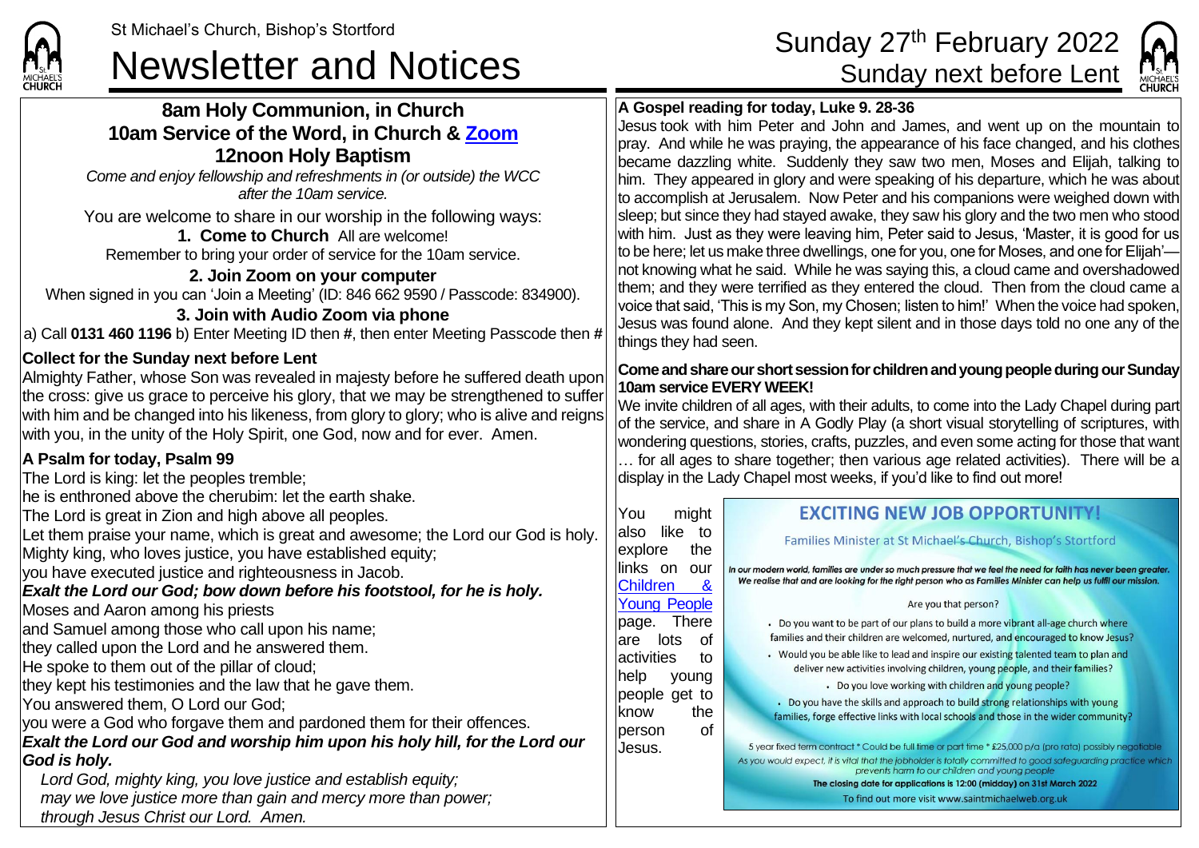St Michael's Church, Bishop's Stortford

# Newsletter and Notices

Sunday 27th February 2022
Sunday next before Lent

## 8am Holy Communion, in Church
## 10am Service of the Word, in Church & Zoom
## 12noon Holy Baptism

*Come and enjoy fellowship and refreshments in (or outside) the WCC after the 10am service.*

You are welcome to share in our worship in the following ways:

**1. Come to Church** All are welcome!
Remember to bring your order of service for the 10am service.

**2. Join Zoom on your computer**
When signed in you can 'Join a Meeting' (ID: 846 662 9590 / Passcode: 834900).

**3. Join with Audio Zoom via phone**
a) Call **0131 460 1196** b) Enter Meeting ID then **#**, then enter Meeting Passcode then **#**

**Collect for the Sunday next before Lent**

Almighty Father, whose Son was revealed in majesty before he suffered death upon the cross: give us grace to perceive his glory, that we may be strengthened to suffer with him and be changed into his likeness, from glory to glory; who is alive and reigns with you, in the unity of the Holy Spirit, one God, now and for ever. Amen.

**A Psalm for today, Psalm 99**

The Lord is king: let the peoples tremble;
he is enthroned above the cherubim: let the earth shake.
The Lord is great in Zion and high above all peoples.
Let them praise your name, which is great and awesome; the Lord our God is holy.
Mighty king, who loves justice, you have established equity;
you have executed justice and righteousness in Jacob.
***Exalt the Lord our God; bow down before his footstool, for he is holy.***
Moses and Aaron among his priests
and Samuel among those who call upon his name;
they called upon the Lord and he answered them.
He spoke to them out of the pillar of cloud;
they kept his testimonies and the law that he gave them.
You answered them, O Lord our God;
you were a God who forgave them and pardoned them for their offences.
***Exalt the Lord our God and worship him upon his holy hill, for the Lord our God is holy.***

*Lord God, mighty king, you love justice and establish equity;
may we love justice more than gain and mercy more than power;
through Jesus Christ our Lord. Amen.*

**A Gospel reading for today, Luke 9. 28-36**

Jesus took with him Peter and John and James, and went up on the mountain to pray. And while he was praying, the appearance of his face changed, and his clothes became dazzling white. Suddenly they saw two men, Moses and Elijah, talking to him. They appeared in glory and were speaking of his departure, which he was about to accomplish at Jerusalem. Now Peter and his companions were weighed down with sleep; but since they had stayed awake, they saw his glory and the two men who stood with him. Just as they were leaving him, Peter said to Jesus, 'Master, it is good for us to be here; let us make three dwellings, one for you, one for Moses, and one for Elijah'—not knowing what he said. While he was saying this, a cloud came and overshadowed them; and they were terrified as they entered the cloud. Then from the cloud came a voice that said, 'This is my Son, my Chosen; listen to him!' When the voice had spoken, Jesus was found alone. And they kept silent and in those days told no one any of the things they had seen.

**Come and share our short session for children and young people during our Sunday 10am service EVERY WEEK!**

We invite children of all ages, with their adults, to come into the Lady Chapel during part of the service, and share in A Godly Play (a short visual storytelling of scriptures, with wondering questions, stories, crafts, puzzles, and even some acting for those that want … for all ages to share together; then various age related activities). There will be a display in the Lady Chapel most weeks, if you'd like to find out more!

You might also like to explore the links on our Children & Young People page. There are lots of activities to help young people get to know the person of Jesus.

**EXCITING NEW JOB OPPORTUNITY!**

Families Minister at St Michael's Church, Bishop's Stortford

*In our modern world, families are under so much pressure that we feel the need for faith has never been greater. We realise that and are looking for the right person who as Families Minister can help us fulfil our mission.*

Are you that person?

- Do you want to be part of our plans to build a more vibrant all-age church where families and their children are welcomed, nurtured, and encouraged to know Jesus?
- Would you be able like to lead and inspire our existing talented team to plan and deliver new activities involving children, young people, and their families?
- Do you love working with children and young people?
- Do you have the skills and approach to build strong relationships with young families, forge effective links with local schools and those in the wider community?

5 year fixed term contract * Could be full time or part time * £25,000 p/a (pro rata) possibly negotiable

*As you would expect, it is vital that the jobholder is totally committed to good safeguarding practice which prevents harm to our children and young people*

**The closing date for applications is 12:00 (midday) on 31st March 2022**

To find out more visit www.saintmichaelweb.org.uk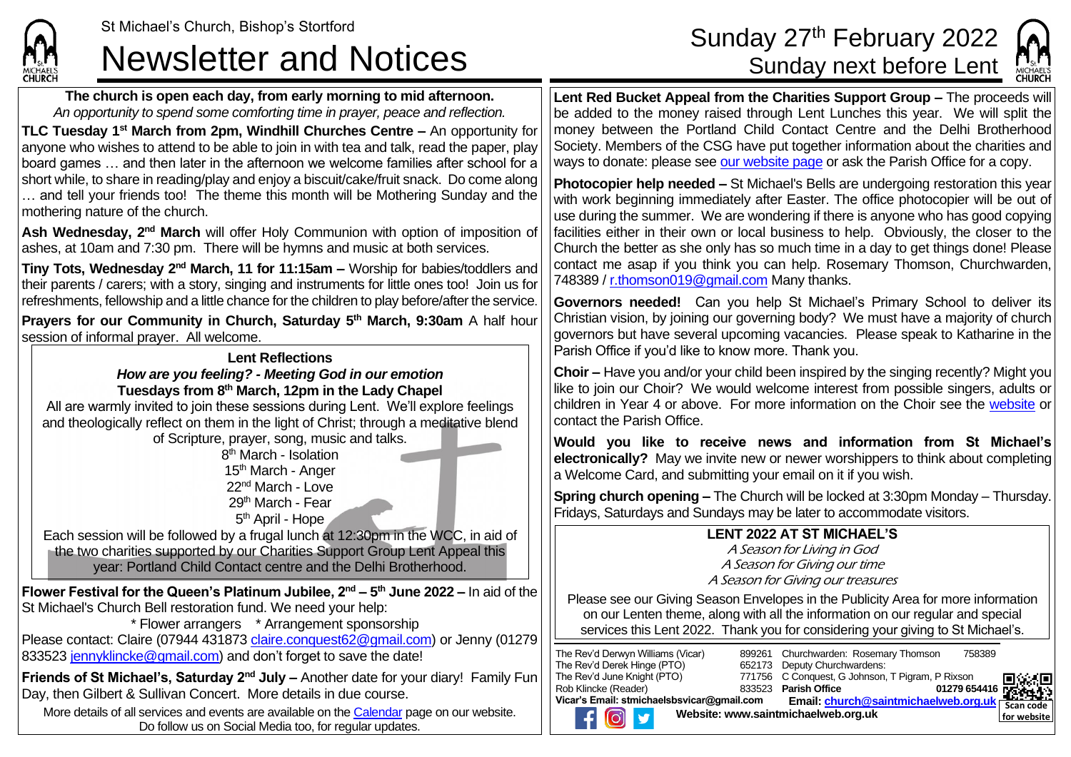St Michael's Church, Bishop's Stortford

# Newsletter and Notices

## Sunday 27th February 2022
## Sunday next before Lent

**The church is open each day, from early morning to mid afternoon.**
*An opportunity to spend some comforting time in prayer, peace and reflection.*

**TLC Tuesday 1st March from 2pm, Windhill Churches Centre –** An opportunity for anyone who wishes to attend to be able to join in with tea and talk, read the paper, play board games … and then later in the afternoon we welcome families after school for a short while, to share in reading/play and enjoy a biscuit/cake/fruit snack. Do come along … and tell your friends too! The theme this month will be Mothering Sunday and the mothering nature of the church.

**Ash Wednesday, 2nd March** will offer Holy Communion with option of imposition of ashes, at 10am and 7:30 pm. There will be hymns and music at both services.

**Tiny Tots, Wednesday 2nd March, 11 for 11:15am –** Worship for babies/toddlers and their parents / carers; with a story, singing and instruments for little ones too! Join us for refreshments, fellowship and a little chance for the children to play before/after the service.

**Prayers for our Community in Church, Saturday 5th March, 9:30am** A half hour session of informal prayer. All welcome.

**Lent Reflections**
***How are you feeling? - Meeting God in our emotion***
**Tuesdays from 8th March, 12pm in the Lady Chapel**

All are warmly invited to join these sessions during Lent. We'll explore feelings and theologically reflect on them in the light of Christ; through a meditative blend of Scripture, prayer, song, music and talks.

8th March - Isolation
15th March - Anger
22nd March - Love
29th March - Fear
5th April - Hope

Each session will be followed by a frugal lunch at 12:30pm in the WCC, in aid of the two charities supported by our Charities Support Group Lent Appeal this year: Portland Child Contact centre and the Delhi Brotherhood.

**Flower Festival for the Queen's Platinum Jubilee, 2nd – 5th June 2022 –** In aid of the St Michael's Church Bell restoration fund. We need your help:
\* Flower arrangers \* Arrangement sponsorship
Please contact: Claire (07944 431873 claire.conquest62@gmail.com) or Jenny (01279 833523 jennyklincke@gmail.com) and don't forget to save the date!

**Friends of St Michael's, Saturday 2nd July –** Another date for your diary! Family Fun Day, then Gilbert & Sullivan Concert. More details in due course.

More details of all services and events are available on the Calendar page on our website. Do follow us on Social Media too, for regular updates.

**Lent Red Bucket Appeal from the Charities Support Group –** The proceeds will be added to the money raised through Lent Lunches this year. We will split the money between the Portland Child Contact Centre and the Delhi Brotherhood Society. Members of the CSG have put together information about the charities and ways to donate: please see our website page or ask the Parish Office for a copy.

**Photocopier help needed –** St Michael's Bells are undergoing restoration this year with work beginning immediately after Easter. The office photocopier will be out of use during the summer. We are wondering if there is anyone who has good copying facilities either in their own or local business to help. Obviously, the closer to the Church the better as she only has so much time in a day to get things done! Please contact me asap if you think you can help. Rosemary Thomson, Churchwarden, 748389 / r.thomson019@gmail.com Many thanks.

**Governors needed!** Can you help St Michael's Primary School to deliver its Christian vision, by joining our governing body? We must have a majority of church governors but have several upcoming vacancies. Please speak to Katharine in the Parish Office if you'd like to know more. Thank you.

**Choir –** Have you and/or your child been inspired by the singing recently? Might you like to join our Choir? We would welcome interest from possible singers, adults or children in Year 4 or above. For more information on the Choir see the website or contact the Parish Office.

**Would you like to receive news and information from St Michael's electronically?** May we invite new or newer worshippers to think about completing a Welcome Card, and submitting your email on it if you wish.

**Spring church opening –** The Church will be locked at 3:30pm Monday – Thursday. Fridays, Saturdays and Sundays may be later to accommodate visitors.

**LENT 2022 AT ST MICHAEL'S**
*A Season for Living in God*
*A Season for Giving our time*
*A Season for Giving our treasures*

Please see our Giving Season Envelopes in the Publicity Area for more information on our Lenten theme, along with all the information on our regular and special services this Lent 2022. Thank you for considering your giving to St Michael's.

| | | | |
|---|---|---|---|
| The Rev'd Derwyn Williams (Vicar) | 899261 | Churchwarden: Rosemary Thomson | 758389 |
| The Rev'd Derek Hinge (PTO) | 652173 | Deputy Churchwardens: | |
| The Rev'd June Knight (PTO) | 771756 | C Conquest, G Johnson, T Pigram, P Rixson | |
| Rob Klincke (Reader) | 833523 | **Parish Office** | 01279 654416 |
| **Vicar's Email: stmichaelsbsvicar@gmail.com** | | **Email: church@saintmichaelweb.org.uk** | |

**Website: www.saintmichaelweb.org.uk**

Scan code for website